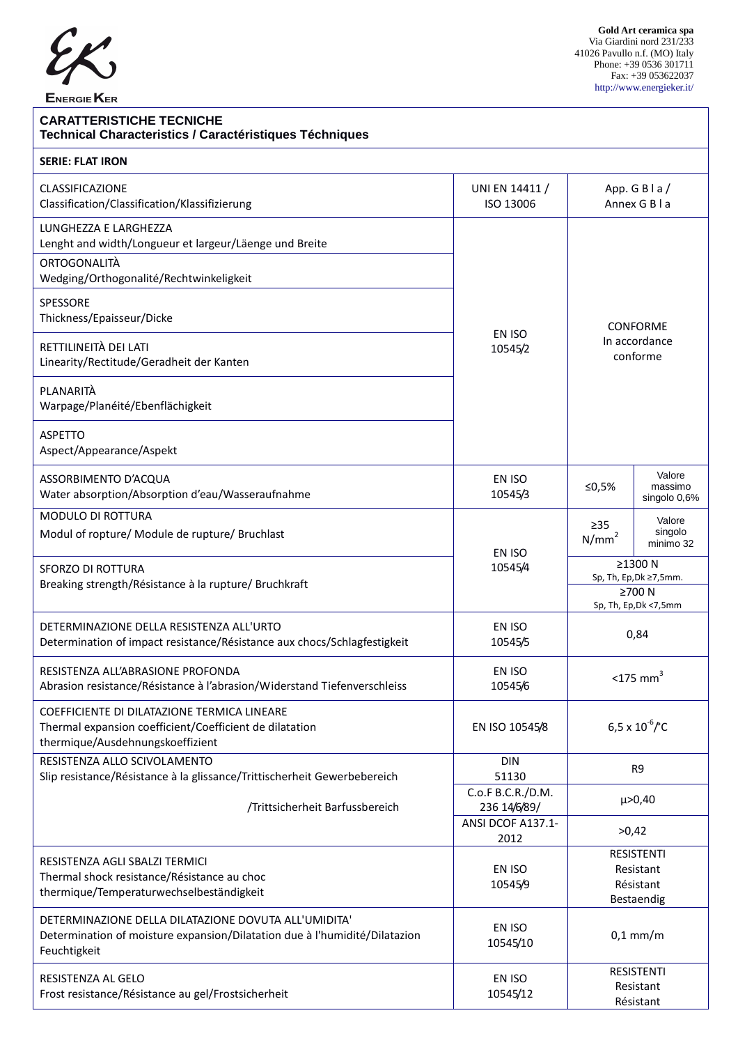**ENERGIE KER**

**Gold Art ceramica spa**
Via Giardini nord 231/233
41026 Pavullo n.f. (MO) Italy
Phone: +39 0536 301711
Fax: +39 053622037
http://www.energieker.it/

## CARATTERISTICHE TECNICHE
### Technical Characteristics / Caractéristiques Téchniques

**SERIE: FLAT IRON**

| Caratteristica | Norma | Valore | |
|---|---|---|---|
| CLASSIFICAZIONE<br>Classification/Classification/Klassifizierung | UNI EN 14411 / ISO 13006 | App. G B I a / Annex G B I a | |
| LUNGHEZZA E LARGHEZZA<br>Lenght and width/Longueur et largeur/Läenge und Breite | EN ISO 10545/2 | CONFORME<br>In accordance<br>conforme | |
| ORTOGONALITÀ<br>Wedging/Orthogonalité/Rechtwinkeligkeit | | | |
| SPESSORE<br>Thickness/Epaisseur/Dicke | | | |
| RETTILINEITÀ DEI LATI<br>Linearity/Rectitude/Geradheit der Kanten | | | |
| PLANARITÀ<br>Warpage/Planéité/Ebenflächigkeit | | | |
| ASPETTO<br>Aspect/Appearance/Aspekt | | | |
| ASSORBIMENTO D'ACQUA<br>Water absorption/Absorption d'eau/Wasseraufnahme | EN ISO 10545/3 | ≤0,5% | Valore massimo singolo 0,6% |
| MODULO DI ROTTURA<br>Modul of ropture/ Module de rupture/ Bruchlast | EN ISO 10545/4 | ≥35 N/mm$^2$ | Valore singolo minimo 32 |
| SFORZO DI ROTTURA<br>Breaking strength/Résistance à la rupture/ Bruchkraft | | ≥1300 N<br>Sp, Th, Ep,Dk ≥7,5mm.<br>≥700 N<br>Sp, Th, Ep,Dk <7,5mm | |
| DETERMINAZIONE DELLA RESISTENZA ALL'URTO<br>Determination of impact resistance/Résistance aux chocs/Schlagfestigkeit | EN ISO 10545/5 | 0,84 | |
| RESISTENZA ALL'ABRASIONE PROFONDA<br>Abrasion resistance/Résistance à l'abrasion/Widerstand Tiefenverschleiss | EN ISO 10545/6 | <175 mm$^3$ | |
| COEFFICIENTE DI DILATAZIONE TERMICA LINEARE<br>Thermal expansion coefficient/Coefficient de dilatation thermique/Ausdehnungskoeffizient | EN ISO 10545/8 | $6{,}5 \times 10^{-6}$/°C | |
| RESISTENZA ALLO SCIVOLAMENTO<br>Slip resistance/Résistance à la glissance/Trittischerheit Gewerbebereich | DIN 51130 | R9 | |
| /Trittsicherheit Barfussbereich | C.o.F B.C.R./D.M. 236 14/6/89/ | μ>0,40 | |
| | ANSI DCOF A137.1-2012 | >0,42 | |
| RESISTENZA AGLI SBALZI TERMICI<br>Thermal shock resistance/Résistance au choc thermique/Temperaturwechselbeständigkeit | EN ISO 10545/9 | RESISTENTI<br>Resistant<br>Résistant<br>Bestaendig | |
| DETERMINAZIONE DELLA DILATAZIONE DOVUTA ALL'UMIDITA'<br>Determination of moisture expansion/Dilatation due à l'humidité/Dilatazion Feuchtigkeit | EN ISO 10545/10 | 0,1 mm/m | |
| RESISTENZA AL GELO<br>Frost resistance/Résistance au gel/Frostsicherheit | EN ISO 10545/12 | RESISTENTI<br>Resistant<br>Résistant | |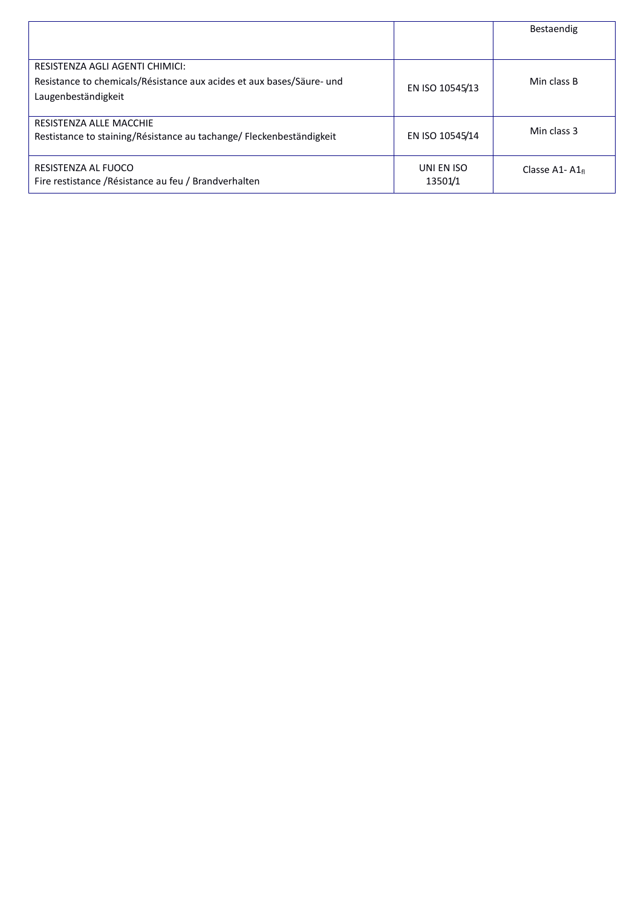| | | |
|---|---|---|
| | | Bestaendig |
| RESISTENZA AGLI AGENTI CHIMICI:<br>Resistance to chemicals/Résistance aux acides et aux bases/Säure- und Laugenbeständigkeit | EN ISO 10545/13 | Min class B |
| RESISTENZA ALLE MACCHIE<br>Restistance to staining/Résistance au tachange/ Fleckenbeständigkeit | EN ISO 10545/14 | Min class 3 |
| RESISTENZA AL FUOCO<br>Fire restistance /Résistance au feu / Brandverhalten | UNI EN ISO 13501/1 | Classe A1- $A1_{fl}$ |